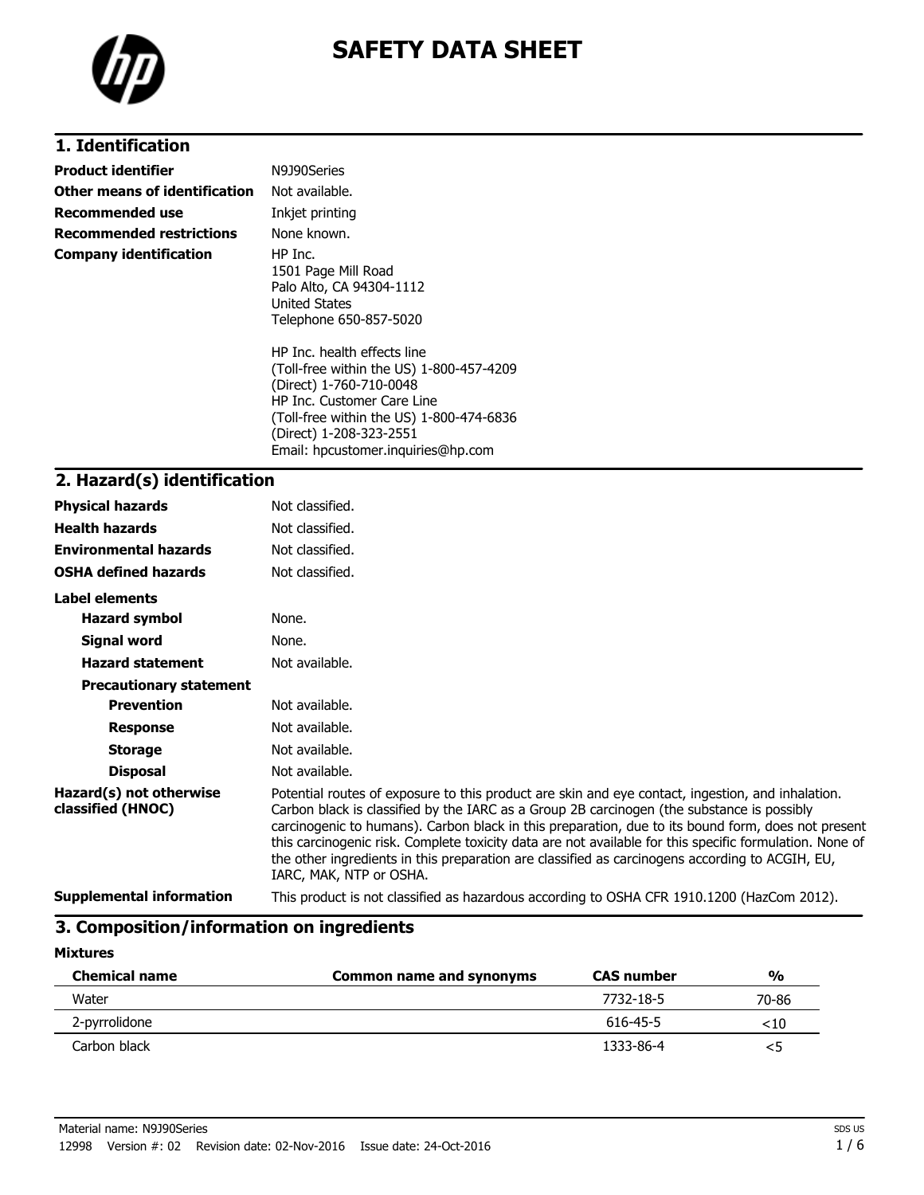# SAFETY DATA SHEET

## 1. Identification

| | |
|---|---|
| **Product identifier** | N9J90Series |
| **Other means of identification** | Not available. |
| **Recommended use** | Inkjet printing |
| **Recommended restrictions** | None known. |
| **Company identification** | HP Inc.<br>1501 Page Mill Road<br>Palo Alto, CA 94304-1112<br>United States<br>Telephone 650-857-5020<br><br>HP Inc. health effects line<br>(Toll-free within the US) 1-800-457-4209<br>(Direct) 1-760-710-0048<br>HP Inc. Customer Care Line<br>(Toll-free within the US) 1-800-474-6836<br>(Direct) 1-208-323-2551<br>Email: hpcustomer.inquiries@hp.com |

## 2. Hazard(s) identification

| | |
|---|---|
| **Physical hazards** | Not classified. |
| **Health hazards** | Not classified. |
| **Environmental hazards** | Not classified. |
| **OSHA defined hazards** | Not classified. |

**Label elements**

| | |
|---|---|
| **Hazard symbol** | None. |
| **Signal word** | None. |
| **Hazard statement** | Not available. |

**Precautionary statement**

| | |
|---|---|
| **Prevention** | Not available. |
| **Response** | Not available. |
| **Storage** | Not available. |
| **Disposal** | Not available. |

**Hazard(s) not otherwise classified (HNOC)**

Potential routes of exposure to this product are skin and eye contact, ingestion, and inhalation. Carbon black is classified by the IARC as a Group 2B carcinogen (the substance is possibly carcinogenic to humans). Carbon black in this preparation, due to its bound form, does not present this carcinogenic risk. Complete toxicity data are not available for this specific formulation. None of the other ingredients in this preparation are classified as carcinogens according to ACGIH, EU, IARC, MAK, NTP or OSHA.

**Supplemental information**

This product is not classified as hazardous according to OSHA CFR 1910.1200 (HazCom 2012).

## 3. Composition/information on ingredients

**Mixtures**

| Chemical name | Common name and synonyms | CAS number | % |
|---|---|---|---|
| Water | | 7732-18-5 | 70-86 |
| 2-pyrrolidone | | 616-45-5 | <10 |
| Carbon black | | 1333-86-4 | <5 |

Material name: N9J90Series

12998 Version #: 02 Revision date: 02-Nov-2016 Issue date: 24-Oct-2016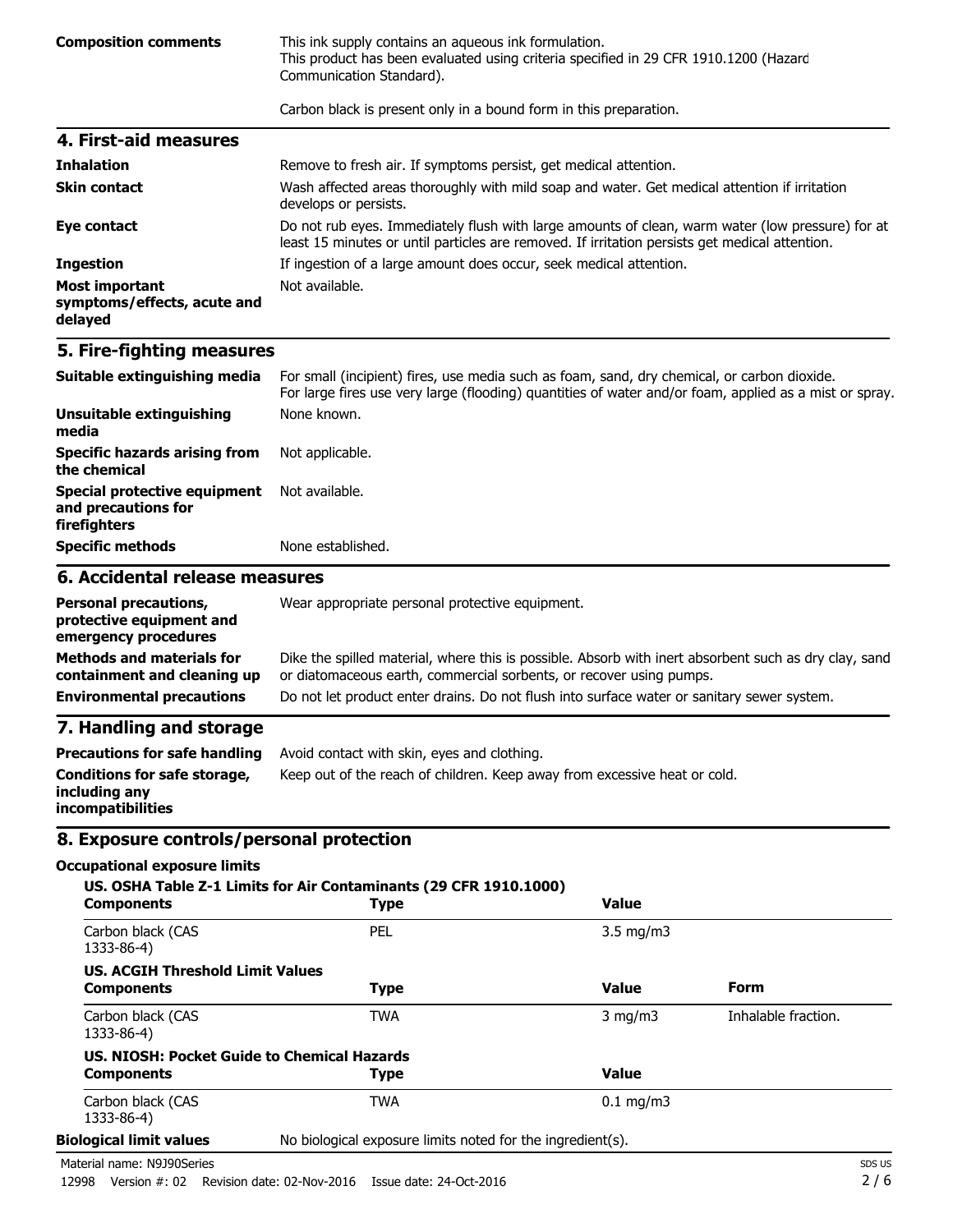| | |
|---|---|
| **Composition comments** | This ink supply contains an aqueous ink formulation. This product has been evaluated using criteria specified in 29 CFR 1910.1200 (Hazard Communication Standard). Carbon black is present only in a bound form in this preparation. |

## 4. First-aid measures

| | |
|---|---|
| **Inhalation** | Remove to fresh air. If symptoms persist, get medical attention. |
| **Skin contact** | Wash affected areas thoroughly with mild soap and water. Get medical attention if irritation develops or persists. |
| **Eye contact** | Do not rub eyes. Immediately flush with large amounts of clean, warm water (low pressure) for at least 15 minutes or until particles are removed. If irritation persists get medical attention. |
| **Ingestion** | If ingestion of a large amount does occur, seek medical attention. |
| **Most important symptoms/effects, acute and delayed** | Not available. |

## 5. Fire-fighting measures

| | |
|---|---|
| **Suitable extinguishing media** | For small (incipient) fires, use media such as foam, sand, dry chemical, or carbon dioxide. For large fires use very large (flooding) quantities of water and/or foam, applied as a mist or spray. |
| **Unsuitable extinguishing media** | None known. |
| **Specific hazards arising from the chemical** | Not applicable. |
| **Special protective equipment and precautions for firefighters** | Not available. |
| **Specific methods** | None established. |

## 6. Accidental release measures

| | |
|---|---|
| **Personal precautions, protective equipment and emergency procedures** | Wear appropriate personal protective equipment. |
| **Methods and materials for containment and cleaning up** | Dike the spilled material, where this is possible. Absorb with inert absorbent such as dry clay, sand or diatomaceous earth, commercial sorbents, or recover using pumps. |
| **Environmental precautions** | Do not let product enter drains. Do not flush into surface water or sanitary sewer system. |

## 7. Handling and storage

| | |
|---|---|
| **Precautions for safe handling** | Avoid contact with skin, eyes and clothing. |
| **Conditions for safe storage, including any incompatibilities** | Keep out of the reach of children. Keep away from excessive heat or cold. |

## 8. Exposure controls/personal protection

**Occupational exposure limits**

**US. OSHA Table Z-1 Limits for Air Contaminants (29 CFR 1910.1000)**

| Components | Type | Value |
|---|---|---|
| Carbon black (CAS 1333-86-4) | PEL | 3.5 mg/m3 |

**US. ACGIH Threshold Limit Values**

| Components | Type | Value | Form |
|---|---|---|---|
| Carbon black (CAS 1333-86-4) | TWA | 3 mg/m3 | Inhalable fraction. |

**US. NIOSH: Pocket Guide to Chemical Hazards**

| Components | Type | Value |
|---|---|---|
| Carbon black (CAS 1333-86-4) | TWA | 0.1 mg/m3 |

| | |
|---|---|
| **Biological limit values** | No biological exposure limits noted for the ingredient(s). |

Material name: N9J90Series

12998 Version #: 02 Revision date: 02-Nov-2016 Issue date: 24-Oct-2016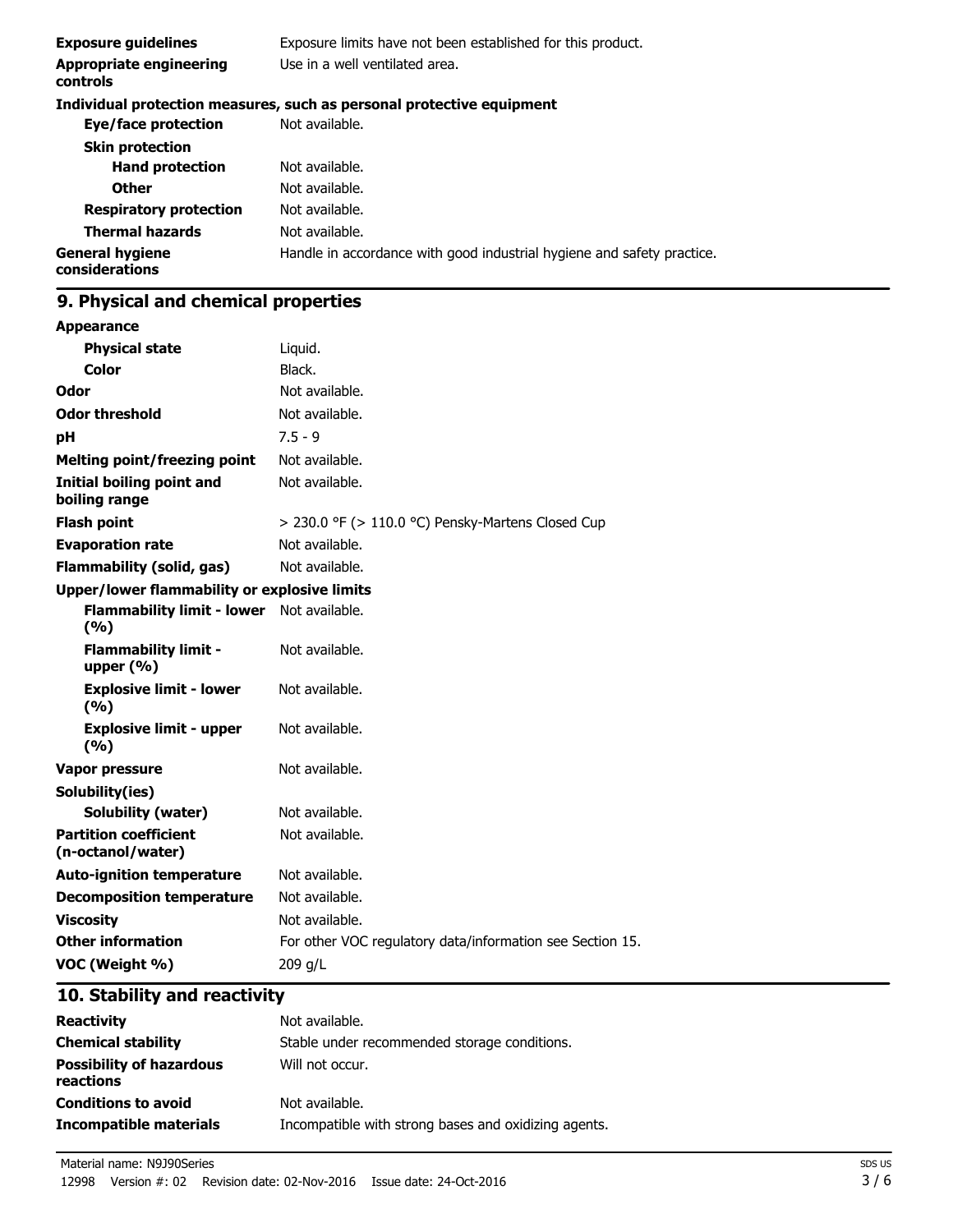| | |
|---|---|
| **Exposure guidelines** | Exposure limits have not been established for this product. |
| **Appropriate engineering controls** | Use in a well ventilated area. |

**Individual protection measures, such as personal protective equipment**

| | |
|---|---|
| **Eye/face protection** | Not available. |
| **Skin protection** | |
| **Hand protection** | Not available. |
| **Other** | Not available. |
| **Respiratory protection** | Not available. |
| **Thermal hazards** | Not available. |
| **General hygiene considerations** | Handle in accordance with good industrial hygiene and safety practice. |

## 9. Physical and chemical properties

| | |
|---|---|
| **Appearance** | |
| **Physical state** | Liquid. |
| **Color** | Black. |
| **Odor** | Not available. |
| **Odor threshold** | Not available. |
| **pH** | 7.5 - 9 |
| **Melting point/freezing point** | Not available. |
| **Initial boiling point and boiling range** | Not available. |
| **Flash point** | > 230.0 °F (> 110.0 °C) Pensky-Martens Closed Cup |
| **Evaporation rate** | Not available. |
| **Flammability (solid, gas)** | Not available. |
| **Upper/lower flammability or explosive limits** | |
| **Flammability limit - lower (%)** | Not available. |
| **Flammability limit - upper (%)** | Not available. |
| **Explosive limit - lower (%)** | Not available. |
| **Explosive limit - upper (%)** | Not available. |
| **Vapor pressure** | Not available. |
| **Solubility(ies)** | |
| **Solubility (water)** | Not available. |
| **Partition coefficient (n-octanol/water)** | Not available. |
| **Auto-ignition temperature** | Not available. |
| **Decomposition temperature** | Not available. |
| **Viscosity** | Not available. |
| **Other information** | For other VOC regulatory data/information see Section 15. |
| **VOC (Weight %)** | 209 g/L |

## 10. Stability and reactivity

| | |
|---|---|
| **Reactivity** | Not available. |
| **Chemical stability** | Stable under recommended storage conditions. |
| **Possibility of hazardous reactions** | Will not occur. |
| **Conditions to avoid** | Not available. |
| **Incompatible materials** | Incompatible with strong bases and oxidizing agents. |

Material name: N9J90Series
12998 Version #: 02 Revision date: 02-Nov-2016 Issue date: 24-Oct-2016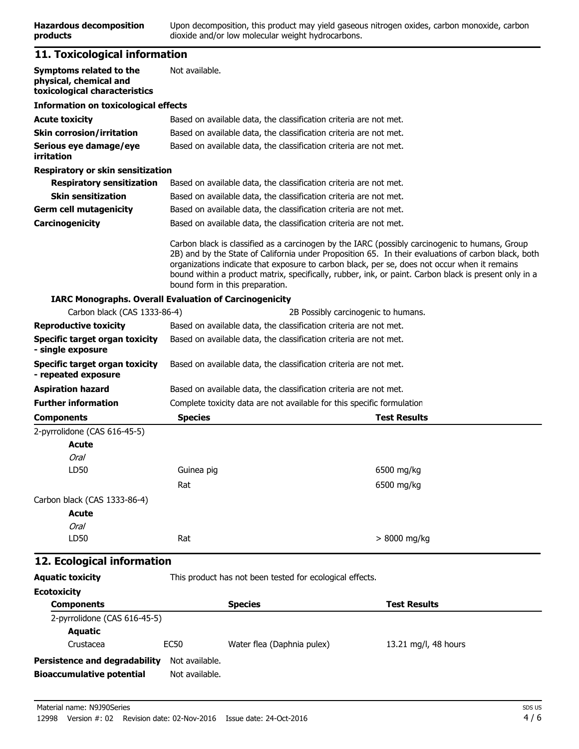| | |
|---|---|
| **Hazardous decomposition products** | Upon decomposition, this product may yield gaseous nitrogen oxides, carbon monoxide, carbon dioxide and/or low molecular weight hydrocarbons. |

## 11. Toxicological information

| | |
|---|---|
| **Symptoms related to the physical, chemical and toxicological characteristics** | Not available. |

**Information on toxicological effects**

| | |
|---|---|
| **Acute toxicity** | Based on available data, the classification criteria are not met. |
| **Skin corrosion/irritation** | Based on available data, the classification criteria are not met. |
| **Serious eye damage/eye irritation** | Based on available data, the classification criteria are not met. |

**Respiratory or skin sensitization**

| | |
|---|---|
| **Respiratory sensitization** | Based on available data, the classification criteria are not met. |
| **Skin sensitization** | Based on available data, the classification criteria are not met. |
| **Germ cell mutagenicity** | Based on available data, the classification criteria are not met. |
| **Carcinogenicity** | Based on available data, the classification criteria are not met. |

Carbon black is classified as a carcinogen by the IARC (possibly carcinogenic to humans, Group 2B) and by the State of California under Proposition 65. In their evaluations of carbon black, both organizations indicate that exposure to carbon black, per se, does not occur when it remains bound within a product matrix, specifically, rubber, ink, or paint. Carbon black is present only in a bound form in this preparation.

**IARC Monographs. Overall Evaluation of Carcinogenicity**

| | |
|---|---|
| Carbon black (CAS 1333-86-4) | 2B Possibly carcinogenic to humans. |

| | |
|---|---|
| **Reproductive toxicity** | Based on available data, the classification criteria are not met. |
| **Specific target organ toxicity - single exposure** | Based on available data, the classification criteria are not met. |
| **Specific target organ toxicity - repeated exposure** | Based on available data, the classification criteria are not met. |
| **Aspiration hazard** | Based on available data, the classification criteria are not met. |
| **Further information** | Complete toxicity data are not available for this specific formulation |

| Components | Species | Test Results |
|---|---|---|
| 2-pyrrolidone (CAS 616-45-5) | | |
| **Acute** | | |
| *Oral* | | |
| LD50 | Guinea pig | 6500 mg/kg |
| | Rat | 6500 mg/kg |
| Carbon black (CAS 1333-86-4) | | |
| **Acute** | | |
| *Oral* | | |
| LD50 | Rat | > 8000 mg/kg |

## 12. Ecological information

| | |
|---|---|
| **Aquatic toxicity** | This product has not been tested for ecological effects. |

**Ecotoxicity**

| Components | | Species | Test Results |
|---|---|---|---|
| 2-pyrrolidone (CAS 616-45-5) | | | |
| **Aquatic** | | | |
| Crustacea | EC50 | Water flea (Daphnia pulex) | 13.21 mg/l, 48 hours |

| | |
|---|---|
| **Persistence and degradability** | Not available. |
| **Bioaccumulative potential** | Not available. |

Material name: N9J90Series

12998 Version #: 02 Revision date: 02-Nov-2016 Issue date: 24-Oct-2016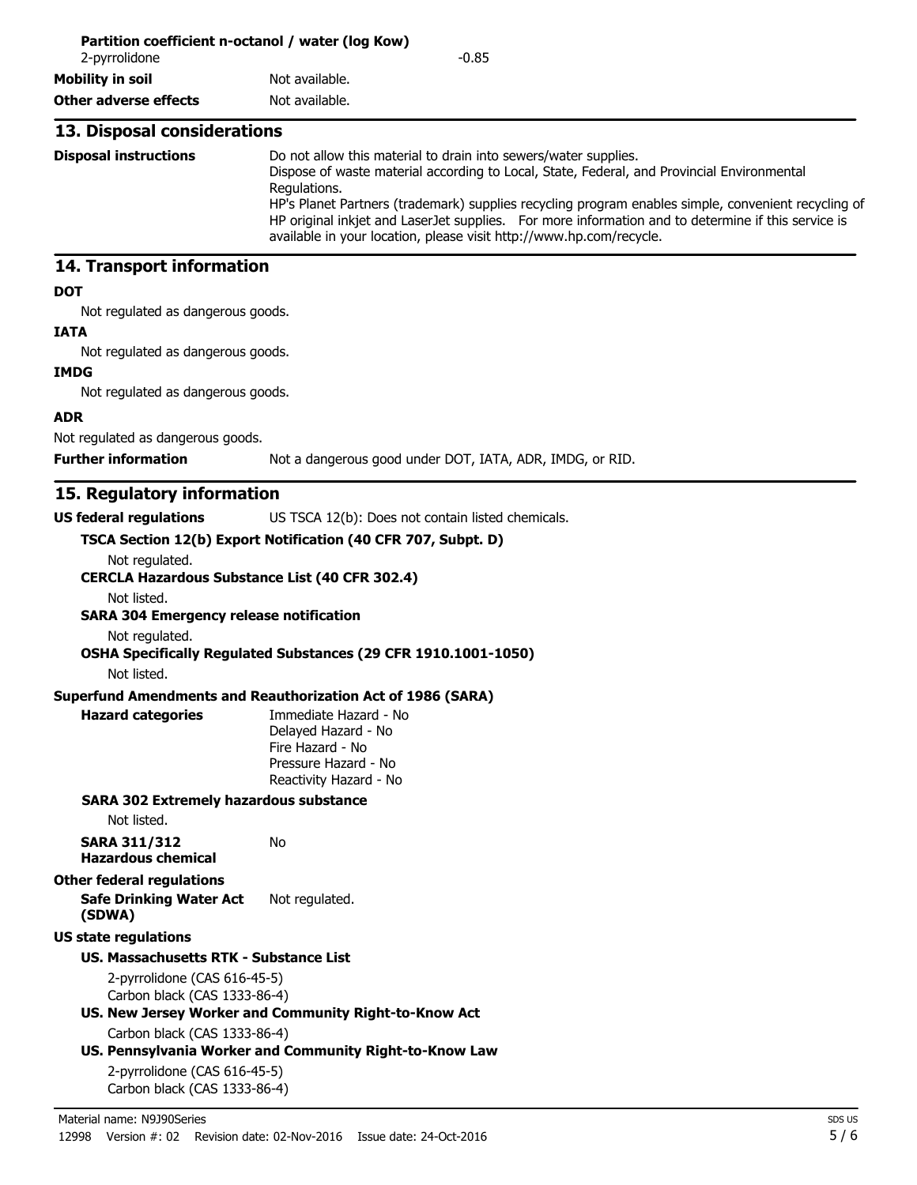**Partition coefficient n-octanol / water (log Kow)**

2-pyrrolidone -0.85

**Mobility in soil** Not available.

**Other adverse effects** Not available.

## 13. Disposal considerations

**Disposal instructions** Do not allow this material to drain into sewers/water supplies.
Dispose of waste material according to Local, State, Federal, and Provincial Environmental Regulations.
HP's Planet Partners (trademark) supplies recycling program enables simple, convenient recycling of HP original inkjet and LaserJet supplies. For more information and to determine if this service is available in your location, please visit http://www.hp.com/recycle.

## 14. Transport information

**DOT**

Not regulated as dangerous goods.

**IATA**

Not regulated as dangerous goods.

**IMDG**

Not regulated as dangerous goods.

**ADR**

Not regulated as dangerous goods.

**Further information** Not a dangerous good under DOT, IATA, ADR, IMDG, or RID.

## 15. Regulatory information

**US federal regulations** US TSCA 12(b): Does not contain listed chemicals.

**TSCA Section 12(b) Export Notification (40 CFR 707, Subpt. D)**

Not regulated.

**CERCLA Hazardous Substance List (40 CFR 302.4)**

Not listed.

**SARA 304 Emergency release notification**

Not regulated.

**OSHA Specifically Regulated Substances (29 CFR 1910.1001-1050)**

Not listed.

**Superfund Amendments and Reauthorization Act of 1986 (SARA)**

**Hazard categories**
Immediate Hazard - No
Delayed Hazard - No
Fire Hazard - No
Pressure Hazard - No
Reactivity Hazard - No

**SARA 302 Extremely hazardous substance**

Not listed.

**SARA 311/312 Hazardous chemical** No

**Other federal regulations**

**Safe Drinking Water Act (SDWA)** Not regulated.

**US state regulations**

**US. Massachusetts RTK - Substance List**

2-pyrrolidone (CAS 616-45-5)
Carbon black (CAS 1333-86-4)

**US. New Jersey Worker and Community Right-to-Know Act**

Carbon black (CAS 1333-86-4)

**US. Pennsylvania Worker and Community Right-to-Know Law**

2-pyrrolidone (CAS 616-45-5)
Carbon black (CAS 1333-86-4)

Material name: N9J90Series
12998 Version #: 02 Revision date: 02-Nov-2016 Issue date: 24-Oct-2016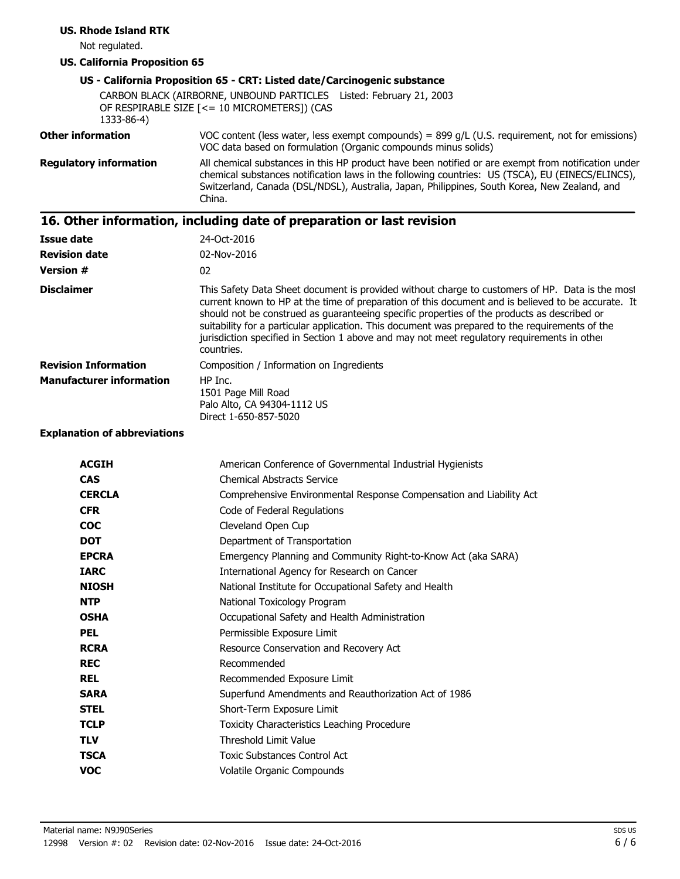**US. Rhode Island RTK**

Not regulated.

**US. California Proposition 65**

**US - California Proposition 65 - CRT: Listed date/Carcinogenic substance**

CARBON BLACK (AIRBORNE, UNBOUND PARTICLES OF RESPIRABLE SIZE [<= 10 MICROMETERS]) (CAS 1333-86-4) Listed: February 21, 2003

| | |
|---|---|
| **Other information** | VOC content (less water, less exempt compounds) = 899 g/L (U.S. requirement, not for emissions) VOC data based on formulation (Organic compounds minus solids) |
| **Regulatory information** | All chemical substances in this HP product have been notified or are exempt from notification under chemical substances notification laws in the following countries: US (TSCA), EU (EINECS/ELINCS), Switzerland, Canada (DSL/NDSL), Australia, Japan, Philippines, South Korea, New Zealand, and China. |

## 16. Other information, including date of preparation or last revision

| | |
|---|---|
| **Issue date** | 24-Oct-2016 |
| **Revision date** | 02-Nov-2016 |
| **Version #** | 02 |
| **Disclaimer** | This Safety Data Sheet document is provided without charge to customers of HP. Data is the most current known to HP at the time of preparation of this document and is believed to be accurate. It should not be construed as guaranteeing specific properties of the products as described or suitability for a particular application. This document was prepared to the requirements of the jurisdiction specified in Section 1 above and may not meet regulatory requirements in other countries. |
| **Revision Information** | Composition / Information on Ingredients |
| **Manufacturer information** | HP Inc.<br>1501 Page Mill Road<br>Palo Alto, CA 94304-1112 US<br>Direct 1-650-857-5020 |

**Explanation of abbreviations**

| | |
|---|---|
| **ACGIH** | American Conference of Governmental Industrial Hygienists |
| **CAS** | Chemical Abstracts Service |
| **CERCLA** | Comprehensive Environmental Response Compensation and Liability Act |
| **CFR** | Code of Federal Regulations |
| **COC** | Cleveland Open Cup |
| **DOT** | Department of Transportation |
| **EPCRA** | Emergency Planning and Community Right-to-Know Act (aka SARA) |
| **IARC** | International Agency for Research on Cancer |
| **NIOSH** | National Institute for Occupational Safety and Health |
| **NTP** | National Toxicology Program |
| **OSHA** | Occupational Safety and Health Administration |
| **PEL** | Permissible Exposure Limit |
| **RCRA** | Resource Conservation and Recovery Act |
| **REC** | Recommended |
| **REL** | Recommended Exposure Limit |
| **SARA** | Superfund Amendments and Reauthorization Act of 1986 |
| **STEL** | Short-Term Exposure Limit |
| **TCLP** | Toxicity Characteristics Leaching Procedure |
| **TLV** | Threshold Limit Value |
| **TSCA** | Toxic Substances Control Act |
| **VOC** | Volatile Organic Compounds |